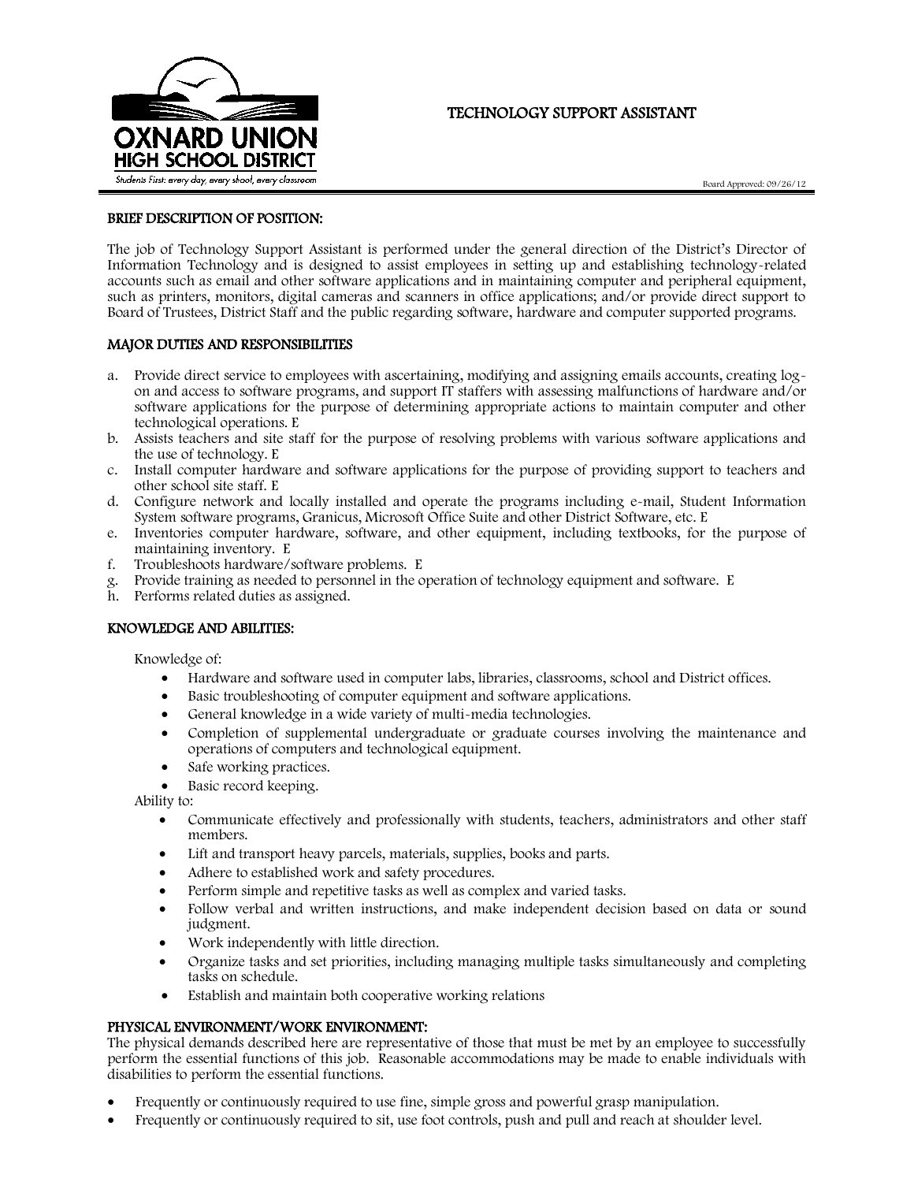OXNARD UNION HIGH SCHOOL DISTRICT

*Students First: every day, every shool, every classroom*

# TECHNOLOGY SUPPORT ASSISTANT

Board Approved: 09/26/12

## BRIEF DESCRIPTION OF POSITION:

The job of Technology Support Assistant is performed under the general direction of the District's Director of Information Technology and is designed to assist employees in setting up and establishing technology-related accounts such as email and other software applications and in maintaining computer and peripheral equipment, such as printers, monitors, digital cameras and scanners in office applications; and/or provide direct support to Board of Trustees, District Staff and the public regarding software, hardware and computer supported programs.

## MAJOR DUTIES AND RESPONSIBILITIES

a. Provide direct service to employees with ascertaining, modifying and assigning emails accounts, creating log-on and access to software programs, and support IT staffers with assessing malfunctions of hardware and/or software applications for the purpose of determining appropriate actions to maintain computer and other technological operations. E
b. Assists teachers and site staff for the purpose of resolving problems with various software applications and the use of technology. E
c. Install computer hardware and software applications for the purpose of providing support to teachers and other school site staff. E
d. Configure network and locally installed and operate the programs including e-mail, Student Information System software programs, Granicus, Microsoft Office Suite and other District Software, etc. E
e. Inventories computer hardware, software, and other equipment, including textbooks, for the purpose of maintaining inventory. E
f. Troubleshoots hardware/software problems. E
g. Provide training as needed to personnel in the operation of technology equipment and software. E
h. Performs related duties as assigned.

## KNOWLEDGE AND ABILITIES:

Knowledge of:

- Hardware and software used in computer labs, libraries, classrooms, school and District offices.
- Basic troubleshooting of computer equipment and software applications.
- General knowledge in a wide variety of multi-media technologies.
- Completion of supplemental undergraduate or graduate courses involving the maintenance and operations of computers and technological equipment.
- Safe working practices.
- Basic record keeping.

Ability to:

- Communicate effectively and professionally with students, teachers, administrators and other staff members.
- Lift and transport heavy parcels, materials, supplies, books and parts.
- Adhere to established work and safety procedures.
- Perform simple and repetitive tasks as well as complex and varied tasks.
- Follow verbal and written instructions, and make independent decision based on data or sound judgment.
- Work independently with little direction.
- Organize tasks and set priorities, including managing multiple tasks simultaneously and completing tasks on schedule.
- Establish and maintain both cooperative working relations

## PHYSICAL ENVIRONMENT/WORK ENVIRONMENT:

The physical demands described here are representative of those that must be met by an employee to successfully perform the essential functions of this job. Reasonable accommodations may be made to enable individuals with disabilities to perform the essential functions.

- Frequently or continuously required to use fine, simple gross and powerful grasp manipulation.
- Frequently or continuously required to sit, use foot controls, push and pull and reach at shoulder level.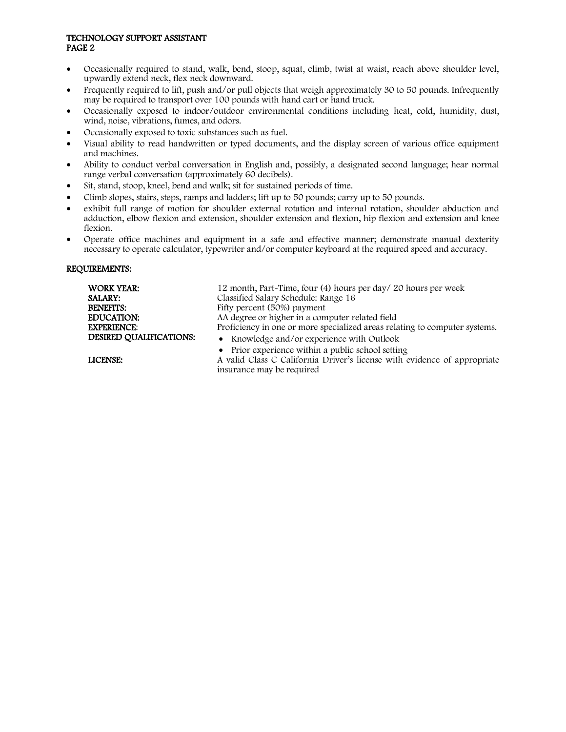- Occasionally required to stand, walk, bend, stoop, squat, climb, twist at waist, reach above shoulder level, upwardly extend neck, flex neck downward.
- Frequently required to lift, push and/or pull objects that weigh approximately 30 to 50 pounds. Infrequently may be required to transport over 100 pounds with hand cart or hand truck.
- Occasionally exposed to indoor/outdoor environmental conditions including heat, cold, humidity, dust, wind, noise, vibrations, fumes, and odors.
- Occasionally exposed to toxic substances such as fuel.
- Visual ability to read handwritten or typed documents, and the display screen of various office equipment and machines.
- Ability to conduct verbal conversation in English and, possibly, a designated second language; hear normal range verbal conversation (approximately 60 decibels).
- Sit, stand, stoop, kneel, bend and walk; sit for sustained periods of time.
- Climb slopes, stairs, steps, ramps and ladders; lift up to 50 pounds; carry up to 50 pounds.
- exhibit full range of motion for shoulder external rotation and internal rotation, shoulder abduction and adduction, elbow flexion and extension, shoulder extension and flexion, hip flexion and extension and knee flexion.
- Operate office machines and equipment in a safe and effective manner; demonstrate manual dexterity necessary to operate calculator, typewriter and/or computer keyboard at the required speed and accuracy.

**REQUIREMENTS:**

| | |
|---|---|
| **WORK YEAR:** | 12 month, Part-Time, four (4) hours per day/ 20 hours per week |
| **SALARY:** | Classified Salary Schedule: Range 16 |
| **BENEFITS:** | Fifty percent (50%) payment |
| **EDUCATION:** | AA degree or higher in a computer related field |
| **EXPERIENCE:** | Proficiency in one or more specialized areas relating to computer systems. |
| **DESIRED QUALIFICATIONS:** | • Knowledge and/or experience with Outlook<br>• Prior experience within a public school setting |
| **LICENSE:** | A valid Class C California Driver's license with evidence of appropriate insurance may be required |